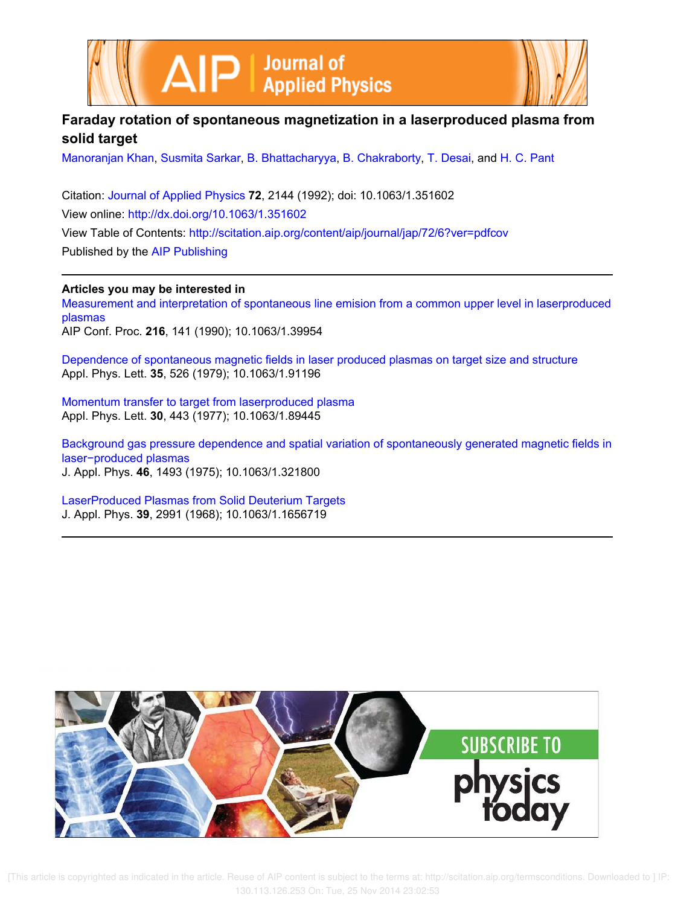# Faraday rotation of spontaneous magnetization in a laserproduced plasma from solid target

Manoranjan Khan, Susmita Sarkar, B. Bhattacharyya, B. Chakraborty, T. Desai, and H. C. Pant

Citation: Journal of Applied Physics **72**, 2144 (1992); doi: 10.1063/1.351602

View online: http://dx.doi.org/10.1063/1.351602

View Table of Contents: http://scitation.aip.org/content/aip/journal/jap/72/6?ver=pdfcov

Published by the AIP Publishing

**Articles you may be interested in**

Measurement and interpretation of spontaneous line emision from a common upper level in laserproduced plasmas
AIP Conf. Proc. **216**, 141 (1990); 10.1063/1.39954

Dependence of spontaneous magnetic fields in laser produced plasmas on target size and structure
Appl. Phys. Lett. **35**, 526 (1979); 10.1063/1.91196

Momentum transfer to target from laserproduced plasma
Appl. Phys. Lett. **30**, 443 (1977); 10.1063/1.89445

Background gas pressure dependence and spatial variation of spontaneously generated magnetic fields in laser−produced plasmas
J. Appl. Phys. **46**, 1493 (1975); 10.1063/1.321800

LaserProduced Plasmas from Solid Deuterium Targets
J. Appl. Phys. **39**, 2991 (1968); 10.1063/1.1656719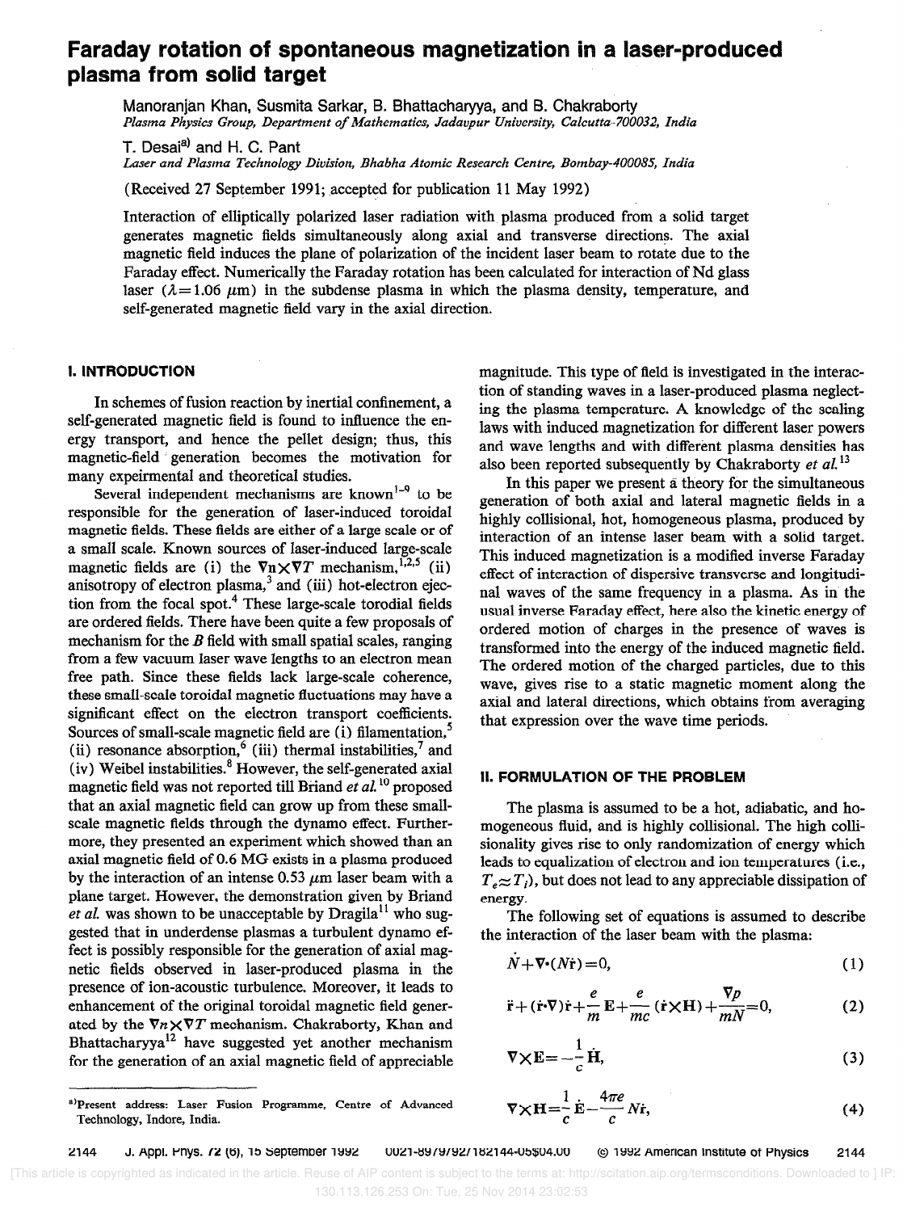# Faraday rotation of spontaneous magnetization in a laser-produced plasma from solid target

Manoranjan Khan, Susmita Sarkar, B. Bhattacharyya, and B. Chakraborty
*Plasma Physics Group, Department of Mathematics, Jadavpur University, Calcutta-700032, India*

T. Desai[a] and H. C. Pant
*Laser and Plasma Technology Division, Bhabha Atomic Research Centre, Bombay-400085, India*

(Received 27 September 1991; accepted for publication 11 May 1992)

Interaction of elliptically polarized laser radiation with plasma produced from a solid target generates magnetic fields simultaneously along axial and transverse directions. The axial magnetic field induces the plane of polarization of the incident laser beam to rotate due to the Faraday effect. Numerically the Faraday rotation has been calculated for interaction of Nd glass laser ($\lambda = 1.06\ \mu$m) in the subdense plasma in which the plasma density, temperature, and self-generated magnetic field vary in the axial direction.

## I. INTRODUCTION

In schemes of fusion reaction by inertial confinement, a self-generated magnetic field is found to influence the energy transport, and hence the pellet design; thus, this magnetic-field generation becomes the motivation for many expeirmental and theoretical studies.

Several independent mechanisms are known[1–9] to be responsible for the generation of laser-induced toroidal magnetic fields. These fields are either of a large scale or of a small scale. Known sources of laser-induced large-scale magnetic fields are (i) the $\nabla n \times \nabla T$ mechanism,[1,2,5] (ii) anisotropy of electron plasma,[3] and (iii) hot-electron ejection from the focal spot.[4] These large-scale torodial fields are ordered fields. There have been quite a few proposals of mechanism for the $B$ field with small spatial scales, ranging from a few vacuum laser wave lengths to an electron mean free path. Since these fields lack large-scale coherence, these small-scale toroidal magnetic fluctuations may have a significant effect on the electron transport coefficients. Sources of small-scale magnetic field are (i) filamentation,[5] (ii) resonance absorption,[6] (iii) thermal instabilities,[7] and (iv) Weibel instabilities.[8] However, the self-generated axial magnetic field was not reported till Briand *et al.*[10] proposed that an axial magnetic field can grow up from these small-scale magnetic fields through the dynamo effect. Furthermore, they presented an experiment which showed than an axial magnetic field of 0.6 MG exists in a plasma produced by the interaction of an intense 0.53 $\mu$m laser beam with a plane target. However, the demonstration given by Briand *et al.* was shown to be unacceptable by Dragila[11] who suggested that in underdense plasmas a turbulent dynamo effect is possibly responsible for the generation of axial magnetic fields observed in laser-produced plasma in the presence of ion-acoustic turbulence. Moreover, it leads to enhancement of the original toroidal magnetic field generated by the $\nabla n \times \nabla T$ mechanism. Chakraborty, Khan and Bhattacharyya[12] have suggested yet another mechanism for the generation of an axial magnetic field of appreciable magnitude. This type of field is investigated in the interaction of standing waves in a laser-produced plasma neglecting the plasma temperature. A knowledge of the scaling laws with induced magnetization for different laser powers and wave lengths and with different plasma densities has also been reported subsequently by Chakraborty *et al.*[13]

In this paper we present a theory for the simultaneous generation of both axial and lateral magnetic fields in a highly collisional, hot, homogeneous plasma, produced by interaction of an intense laser beam with a solid target. This induced magnetization is a modified inverse Faraday effect of interaction of dispersive transverse and longitudinal waves of the same frequency in a plasma. As in the usual inverse Faraday effect, here also the kinetic energy of ordered motion of charges in the presence of waves is transformed into the energy of the induced magnetic field. The ordered motion of the charged particles, due to this wave, gives rise to a static magnetic moment along the axial and lateral directions, which obtains from averaging that expression over the wave time periods.

## II. FORMULATION OF THE PROBLEM

The plasma is assumed to be a hot, adiabatic, and homogeneous fluid, and is highly collisional. The high collisionality gives rise to only randomization of energy which leads to equalization of electron and ion temperatures (i.e., $T_e \approx T_i$), but does not lead to any appreciable dissipation of energy.

The following set of equations is assumed to describe the interaction of the laser beam with the plasma:

$$\dot{N} + \nabla \cdot (N\dot{\mathbf{r}}) = 0, \tag{1}$$

$$\ddot{\mathbf{r}} + (\dot{\mathbf{r}} \cdot \nabla)\dot{\mathbf{r}} + \frac{e}{m}\mathbf{E} + \frac{e}{mc}(\dot{\mathbf{r}} \times \mathbf{H}) + \frac{\nabla p}{mN} = 0, \tag{2}$$

$$\nabla \times \mathbf{E} = -\frac{1}{c}\dot{\mathbf{H}}, \tag{3}$$

$$\nabla \times \mathbf{H} = \frac{1}{c}\dot{\mathbf{E}} - \frac{4\pi e}{c}N\dot{\mathbf{r}}, \tag{4}$$

[a]Present address: Laser Fusion Programme, Centre of Advanced Technology, Indore, India.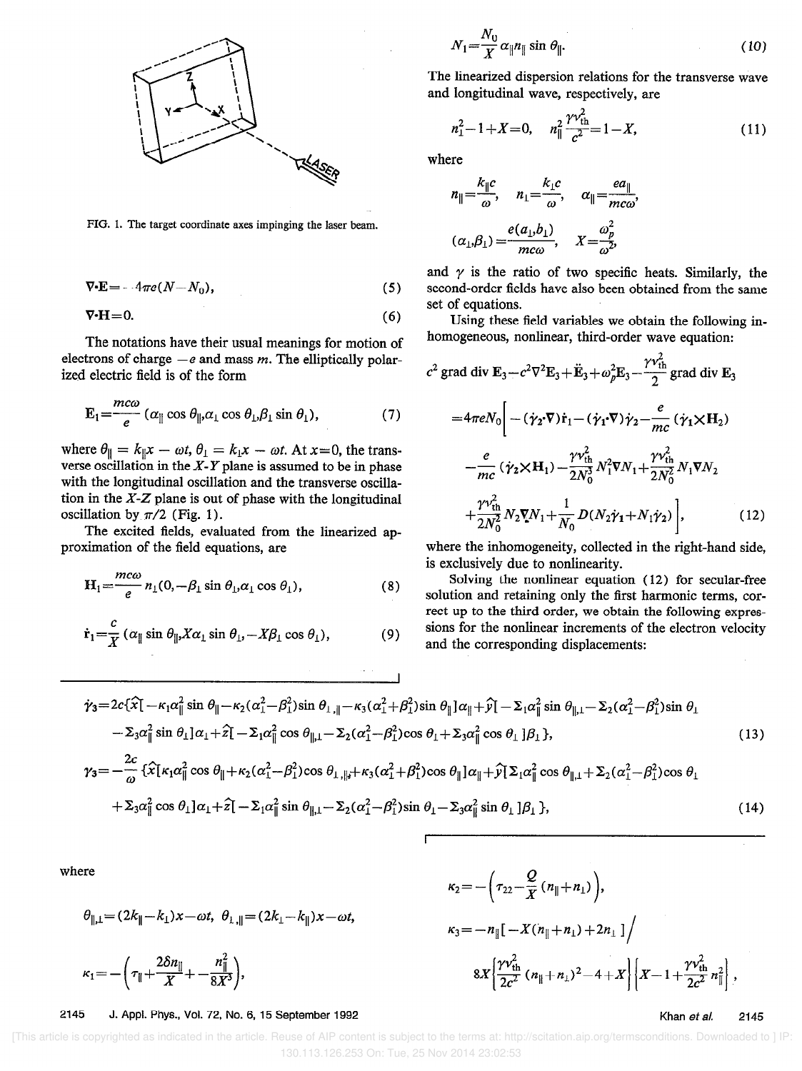FIG. 1. The target coordinate axes impinging the laser beam.

$$\nabla\cdot\mathbf{E}=-4\pi e(N-N_0), \tag{5}$$

$$\nabla\cdot\mathbf{H}=0. \tag{6}$$

The notations have their usual meanings for motion of electrons of charge $-e$ and mass $m$. The elliptically polarized electric field is of the form

$$\mathbf{E}_1=\frac{mc\omega}{e}(\alpha_\parallel\cos\theta_\parallel,\alpha_\perp\cos\theta_\perp,\beta_\perp\sin\theta_\perp), \tag{7}$$

where $\theta_\parallel=k_\parallel x-\omega t$, $\theta_\perp=k_\perp x-\omega t$. At $x=0$, the transverse oscillation in the $X$-$Y$ plane is assumed to be in phase with the longitudinal oscillation and the transverse oscillation in the $X$-$Z$ plane is out of phase with the longitudinal oscillation by $\pi/2$ (Fig. 1).

The excited fields, evaluated from the linearized approximation of the field equations, are

$$\mathbf{H}_1=\frac{mc\omega}{e}n_\perp(0,-\beta_\perp\sin\theta_\perp,\alpha_\perp\cos\theta_\perp), \tag{8}$$

$$\dot{\mathbf{r}}_1=\frac{c}{X}(\alpha_\parallel\sin\theta_\parallel,X\alpha_\perp\sin\theta_\perp,-X\beta_\perp\cos\theta_\perp), \tag{9}$$

$$N_1=\frac{N_0}{X}\alpha_\parallel n_\parallel\sin\theta_\parallel. \tag{10}$$

The linearized dispersion relations for the transverse wave and longitudinal wave, respectively, are

$$n_\perp^2-1+X=0,\quad n_\parallel^2\frac{\gamma v_{th}^2}{c^2}=1-X, \tag{11}$$

where

$$n_\parallel=\frac{k_\parallel c}{\omega},\quad n_\perp=\frac{k_\perp c}{\omega},\quad \alpha_\parallel=\frac{ea_\parallel}{mc\omega},$$

$$(\alpha_\perp,\beta_\perp)=\frac{e(a_\perp,b_\perp)}{mc\omega},\quad X=\frac{\omega_p^2}{\omega^2},$$

and $\gamma$ is the ratio of two specific heats. Similarly, the second-order fields have also been obtained from the same set of equations.

Using these field variables we obtain the following inhomogeneous, nonlinear, third-order wave equation:

$$c^2\,\mathrm{grad\,div}\,\mathbf{E}_3-c^2\nabla^2\mathbf{E}_3+\ddot{\mathbf{E}}_3+\omega_p^2\mathbf{E}_3-\frac{\gamma v_{th}^2}{2}\mathrm{grad\,div}\,\mathbf{E}_3$$
$$=4\pi eN_0\Bigg[-(\dot\gamma_2\cdot\nabla)\dot{\mathbf{r}}_1-(\dot\gamma_1\cdot\nabla)\dot\gamma_2-\frac{e}{mc}(\dot\gamma_1\times\mathbf{H}_2)$$
$$-\frac{e}{mc}(\dot\gamma_2\times\mathbf{H}_1)-\frac{\gamma v_{th}^2}{2N_0^3}N_1^2\nabla N_1+\frac{\gamma v_{th}^2}{2N_0^2}N_1\nabla N_2$$
$$+\frac{\gamma v_{th}^2}{2N_0^2}N_2\nabla N_1+\frac{1}{N_0}D(N_2\dot\gamma_1+N_1\dot\gamma_2)\Bigg], \tag{12}$$

where the inhomogeneity, collected in the right-hand side, is exclusively due to nonlinearity.

Solving the nonlinear equation (12) for secular-free solution and retaining only the first harmonic terms, correct up to the third order, we obtain the following expressions for the nonlinear increments of the electron velocity and the corresponding displacements:

$$\dot\gamma_3=2c\{\hat x[-\kappa_1\alpha_\parallel^2\sin\theta_\parallel-\kappa_2(\alpha_\perp^2-\beta_\perp^2)\sin\theta_{\perp,\parallel}-\kappa_3(\alpha_\perp^2+\beta_\perp^2)\sin\theta_\parallel]\alpha_\parallel+\hat y[-\Sigma_1\alpha_\parallel^2\sin\theta_{\parallel,\perp}-\Sigma_2(\alpha_\perp^2-\beta_\perp^2)\sin\theta_\perp$$
$$-\Sigma_3\alpha_\parallel^2\sin\theta_\perp]\alpha_\perp+\hat z[-\Sigma_1\alpha_\parallel^2\cos\theta_{\parallel,\perp}-\Sigma_2(\alpha_\perp^2-\beta_\perp^2)\cos\theta_\perp+\Sigma_3\alpha_\parallel^2\cos\theta_\perp]\beta_\perp\}, \tag{13}$$

$$\gamma_3=-\frac{2c}{\omega}\{\hat x[\kappa_1\alpha_\parallel^2\cos\theta_\parallel+\kappa_2(\alpha_\perp^2-\beta_\perp^2)\cos\theta_{\perp,\parallel}+\kappa_3(\alpha_\perp^2+\beta_\perp^2)\cos\theta_\parallel]\alpha_\parallel+\hat y[\Sigma_1\alpha_\parallel^2\cos\theta_{\parallel,\perp}+\Sigma_2(\alpha_\perp^2-\beta_\perp^2)\cos\theta_\perp$$
$$+\Sigma_3\alpha_\parallel^2\cos\theta_\perp]\alpha_\perp+\hat z[-\Sigma_1\alpha_\parallel^2\sin\theta_{\parallel,\perp}-\Sigma_2(\alpha_\perp^2-\beta_\perp^2)\sin\theta_\perp-\Sigma_3\alpha_\parallel^2\sin\theta_\perp]\beta_\perp\}, \tag{14}$$

where

$$\theta_{\parallel,\perp}=(2k_\parallel-k_\perp)x-\omega t,\quad \theta_{\perp,\parallel}=(2k_\perp-k_\parallel)x-\omega t,$$

$$\kappa_1=-\left(\tau_\parallel+\frac{2\delta n_\parallel}{X}+\frac{n_\parallel^2}{8X^3}\right),$$

$$\kappa_2=-\left(\tau_{22}-\frac{Q}{X}(n_\parallel+n_\perp)\right),$$

$$\kappa_3=-n_\parallel[-X(n_\parallel+n_\perp)+2n_\perp]\Bigg/8X\left\{\frac{\gamma v_{th}^2}{2c^2}(n_\parallel+n_\perp)^2-4+X\right\}\left\{X-1+\frac{\gamma v_{th}^2}{2c^2}n_\parallel^2\right\},$$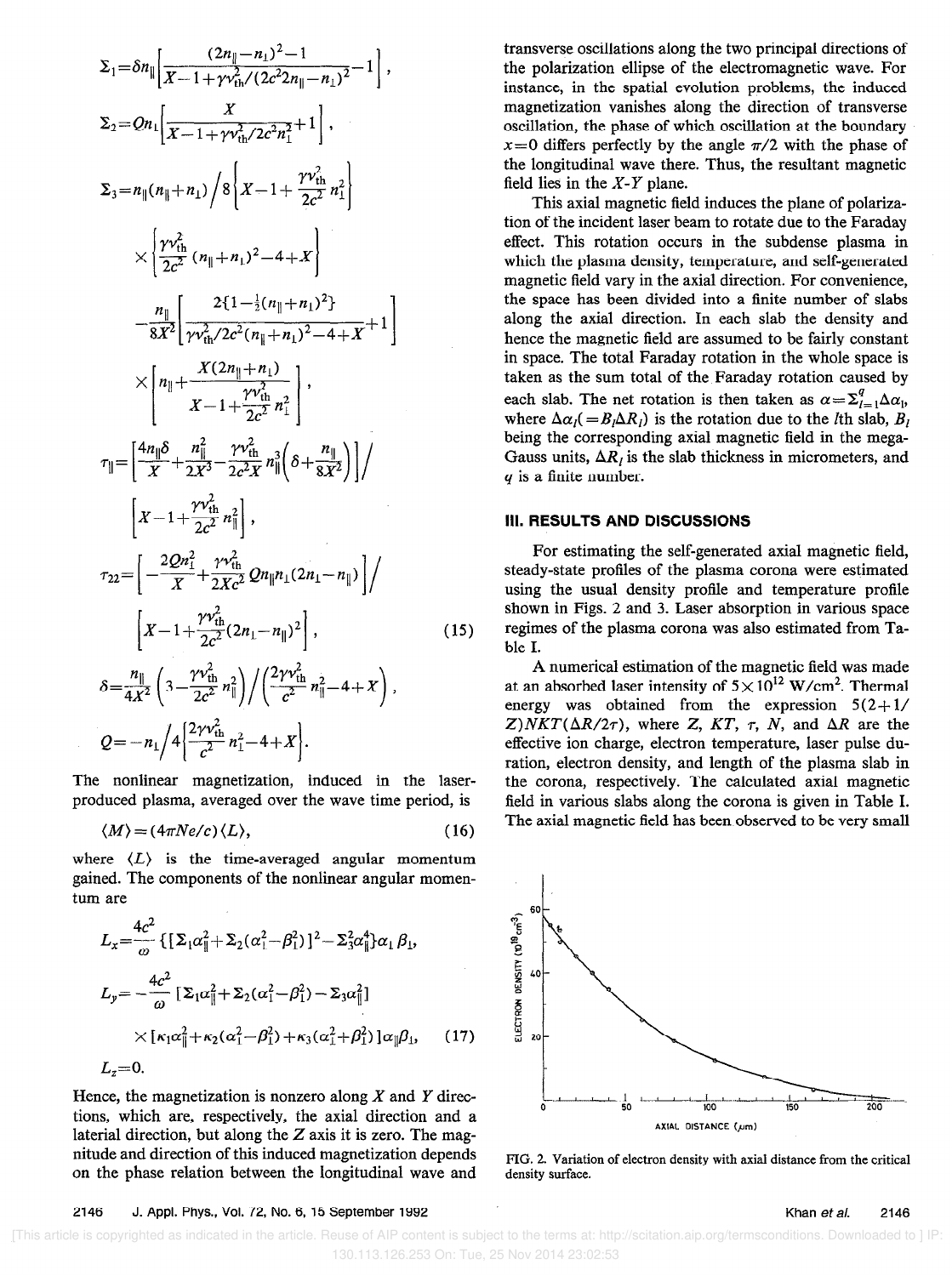$$\Sigma_1 = \delta n_\parallel \left[ \frac{(2n_\parallel - n_\perp)^2 - 1}{X - 1 + \gamma v_{th}^2/(2c^2 2n_\parallel - n_\perp)^2} - 1 \right],$$

$$\Sigma_2 = Q n_\perp \left[ \frac{X}{X - 1 + \gamma v_{th}^2/2c^2 n_\perp^2} + 1 \right],$$

$$\Sigma_3 = n_\parallel (n_\parallel + n_\perp) \Big/ 8 \left\{ X - 1 + \frac{\gamma v_{th}^2}{2c^2} n_\perp^2 \right\}$$

$$\times \left\{ \frac{\gamma v_{th}^2}{2c^2} (n_\parallel + n_\perp)^2 - 4 + X \right\}$$

$$- \frac{n_\parallel}{8X^2} \left[ \frac{2\{1 - \frac{1}{2}(n_\parallel + n_\perp)^2\}}{\gamma v_{th}^2/2c^2 (n_\parallel + n_\perp)^2 - 4 + X} + 1 \right]$$

$$\times \left[ n_\parallel + \frac{X(2n_\parallel + n_\perp)}{X - 1 + \frac{\gamma v_{th}^2}{2c^2} n_\perp^2} \right],$$

$$\tau_\parallel = \left[ \frac{4n_\parallel \delta}{X} + \frac{n_\parallel^2}{2X^3} - \frac{\gamma v_{th}^2}{2c^2 X} n_\parallel^3 \left( \delta + \frac{n_\parallel}{8X^2} \right) \right] \Big/$$

$$\left[ X - 1 + \frac{\gamma v_{th}^2}{2c^2} n_\parallel^2 \right],$$

$$\tau_{22} = \left[ -\frac{2Q n_\perp^2}{X} + \frac{\gamma v_{th}^2}{2Xc^2} Q n_\parallel n_\perp (2n_\perp - n_\parallel) \right] \Big/$$

$$\left[ X - 1 + \frac{\gamma v_{th}^2}{2c^2} (2n_\perp - n_\parallel)^2 \right], \quad (15)$$

$$\delta = \frac{n_\parallel}{4X^2} \left( 3 - \frac{\gamma v_{th}^2}{2c^2} n_\parallel^2 \right) \Big/ \left( \frac{2\gamma v_{th}^2}{c^2} n_\parallel^2 - 4 + X \right),$$

$$Q = -n_\perp \Big/ 4 \left\{ \frac{2\gamma v_{th}^2}{c^2} n_\perp^2 - 4 + X \right\}.$$

The nonlinear magnetization, induced in the laser-produced plasma, averaged over the wave time period, is

$$\langle M \rangle = (4\pi Ne/c) \langle L \rangle, \quad (16)$$

where $\langle L \rangle$ is the time-averaged angular momentum gained. The components of the nonlinear angular momentum are

$$L_x = \frac{4c^2}{\omega} \{ [\Sigma_1 \alpha_\parallel^2 + \Sigma_2 (\alpha_\perp^2 - \beta_\perp^2)]^2 - \Sigma_3^2 \alpha_\parallel^4 \} \alpha_\perp \beta_\perp,$$

$$L_y = -\frac{4c^2}{\omega} [\Sigma_1 \alpha_\parallel^2 + \Sigma_2 (\alpha_\perp^2 - \beta_\perp^2) - \Sigma_3 \alpha_\parallel^2]$$

$$\times [\kappa_1 \alpha_\parallel^2 + \kappa_2 (\alpha_\perp^2 - \beta_\perp^2) + \kappa_3 (\alpha_\perp^2 + \beta_\perp^2)] \alpha_\parallel \beta_\perp, \quad (17)$$

$$L_z = 0.$$

Hence, the magnetization is nonzero along $X$ and $Y$ directions, which are, respectively, the axial direction and a lateral direction, but along the $Z$ axis it is zero. The magnitude and direction of this induced magnetization depends on the phase relation between the longitudinal wave and transverse oscillations along the two principal directions of the polarization ellipse of the electromagnetic wave. For instance, in the spatial evolution problems, the induced magnetization vanishes along the direction of transverse oscillation, the phase of which oscillation at the boundary $x=0$ differs perfectly by the angle $\pi/2$ with the phase of the longitudinal wave there. Thus, the resultant magnetic field lies in the $X$-$Y$ plane.

This axial magnetic field induces the plane of polarization of the incident laser beam to rotate due to the Faraday effect. This rotation occurs in the subdense plasma in which the plasma density, temperature, and self-generated magnetic field vary in the axial direction. For convenience, the space has been divided into a finite number of slabs along the axial direction. In each slab the density and hence the magnetic field are assumed to be fairly constant in space. The total Faraday rotation in the whole space is taken as the sum total of the Faraday rotation caused by each slab. The net rotation is then taken as $\alpha = \Sigma_{l=1}^{q} \Delta\alpha_l$, where $\Delta\alpha_l (= B_l \Delta R_l)$ is the rotation due to the $l$th slab, $B_l$ being the corresponding axial magnetic field in the mega-Gauss units, $\Delta R_l$ is the slab thickness in micrometers, and $q$ is a finite number.

## III. RESULTS AND DISCUSSIONS

For estimating the self-generated axial magnetic field, steady-state profiles of the plasma corona were estimated using the usual density profile and temperature profile shown in Figs. 2 and 3. Laser absorption in various space regimes of the plasma corona was also estimated from Table I.

A numerical estimation of the magnetic field was made at an absorbed laser intensity of $5 \times 10^{12}$ W/cm$^2$. Thermal energy was obtained from the expression $5(2+1/Z)NKT(\Delta R/2\tau)$, where $Z$, $KT$, $\tau$, $N$, and $\Delta R$ are the effective ion charge, electron temperature, laser pulse duration, electron density, and length of the plasma slab in the corona, respectively. The calculated axial magnetic field in various slabs along the corona is given in Table I. The axial magnetic field has been observed to be very small

FIG. 2. Variation of electron density with axial distance from the critical density surface.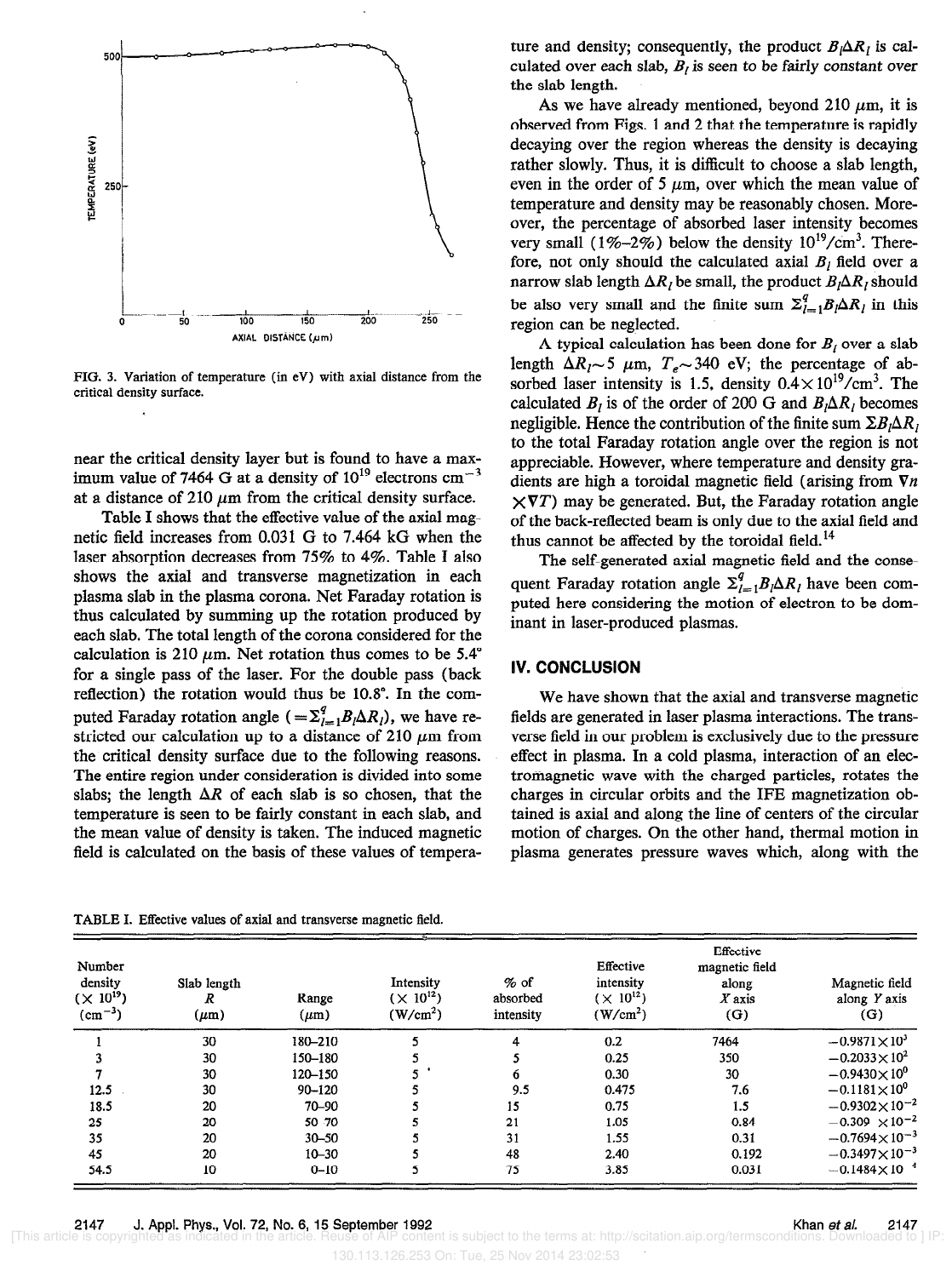FIG. 3. Variation of temperature (in eV) with axial distance from the critical density surface.

near the critical density layer but is found to have a maximum value of 7464 G at a density of $10^{19}$ electrons $cm^{-3}$ at a distance of 210 $\mu m$ from the critical density surface.

Table I shows that the effective value of the axial magnetic field increases from 0.031 G to 7.464 kG when the laser absorption decreases from 75% to 4%. Table I also shows the axial and transverse magnetization in each plasma slab in the plasma corona. Net Faraday rotation is thus calculated by summing up the rotation produced by each slab. The total length of the corona considered for the calculation is 210 $\mu m$. Net rotation thus comes to be 5.4° for a single pass of the laser. For the double pass (back reflection) the rotation would thus be 10.8°. In the computed Faraday rotation angle ($=\Sigma_{l=1}^{q} B_l \Delta R_l$), we have restricted our calculation up to a distance of 210 $\mu m$ from the critical density surface due to the following reasons. The entire region under consideration is divided into some slabs; the length $\Delta R$ of each slab is so chosen, that the temperature is seen to be fairly constant in each slab, and the mean value of density is taken. The induced magnetic field is calculated on the basis of these values of temperature and density; consequently, the product $B_l \Delta R_l$ is calculated over each slab, $B_l$ is seen to be fairly constant over the slab length.

As we have already mentioned, beyond 210 $\mu m$, it is observed from Figs. 1 and 2 that the temperature is rapidly decaying over the region whereas the density is decaying rather slowly. Thus, it is difficult to choose a slab length, even in the order of 5 $\mu m$, over which the mean value of temperature and density may be reasonably chosen. Moreover, the percentage of absorbed laser intensity becomes very small (1%–2%) below the density $10^{19}/cm^3$. Therefore, not only should the calculated axial $B_l$ field over a narrow slab length $\Delta R_l$ be small, the product $B_l \Delta R_l$ should be also very small and the finite sum $\Sigma_{l=1}^{q} B_l \Delta R_l$ in this region can be neglected.

A typical calculation has been done for $B_l$ over a slab length $\Delta R_l \sim 5$ $\mu m$, $T_e \sim 340$ eV; the percentage of absorbed laser intensity is 1.5, density $0.4 \times 10^{19}/cm^3$. The calculated $B_l$ is of the order of 200 G and $B_l \Delta R_l$ becomes negligible. Hence the contribution of the finite sum $\Sigma B_l \Delta R_l$ to the total Faraday rotation angle over the region is not appreciable. However, where temperature and density gradients are high a toroidal magnetic field (arising from $\nabla n \times \nabla T$) may be generated. But, the Faraday rotation angle of the back-reflected beam is only due to the axial field and thus cannot be affected by the toroidal field.[14]

The self-generated axial magnetic field and the consequent Faraday rotation angle $\Sigma_{l=1}^{q} B_l \Delta R_l$ have been computed here considering the motion of electron to be dominant in laser-produced plasmas.

## IV. CONCLUSION

We have shown that the axial and transverse magnetic fields are generated in laser plasma interactions. The transverse field in our problem is exclusively due to the pressure effect in plasma. In a cold plasma, interaction of an electromagnetic wave with the charged particles, rotates the charges in circular orbits and the IFE magnetization obtained is axial and along the line of centers of the circular motion of charges. On the other hand, thermal motion in plasma generates pressure waves which, along with the

TABLE I. Effective values of axial and transverse magnetic field.

| Number density ($\times 10^{19}$) ($cm^{-3}$) | Slab length $R$ ($\mu m$) | Range ($\mu m$) | Intensity ($\times 10^{12}$) ($W/cm^2$) | % of absorbed intensity | Effective intensity ($\times 10^{12}$) ($W/cm^2$) | Effective magnetic field along $X$ axis (G) | Magnetic field along $Y$ axis (G) |
|---|---|---|---|---|---|---|---|
| 1 | 30 | 180–210 | 5 | 4 | 0.2 | 7464 | $-0.9871\times 10^{3}$ |
| 3 | 30 | 150–180 | 5 | 5 | 0.25 | 350 | $-0.2033\times 10^{2}$ |
| 7 | 30 | 120–150 | 5 | 6 | 0.30 | 30 | $-0.9430\times 10^{0}$ |
| 12.5 | 30 | 90–120 | 5 | 9.5 | 0.475 | 7.6 | $-0.1181\times 10^{0}$ |
| 18.5 | 20 | 70–90 | 5 | 15 | 0.75 | 1.5 | $-0.9302\times 10^{-2}$ |
| 25 | 20 | 50–70 | 5 | 21 | 1.05 | 0.84 | $-0.309\times 10^{-2}$ |
| 35 | 20 | 30–50 | 5 | 31 | 1.55 | 0.31 | $-0.7694\times 10^{-3}$ |
| 45 | 20 | 10–30 | 5 | 48 | 2.40 | 0.192 | $-0.3497\times 10^{-3}$ |
| 54.5 | 10 | 0–10 | 5 | 75 | 3.85 | 0.031 | $-0.1484\times 10^{-4}$ |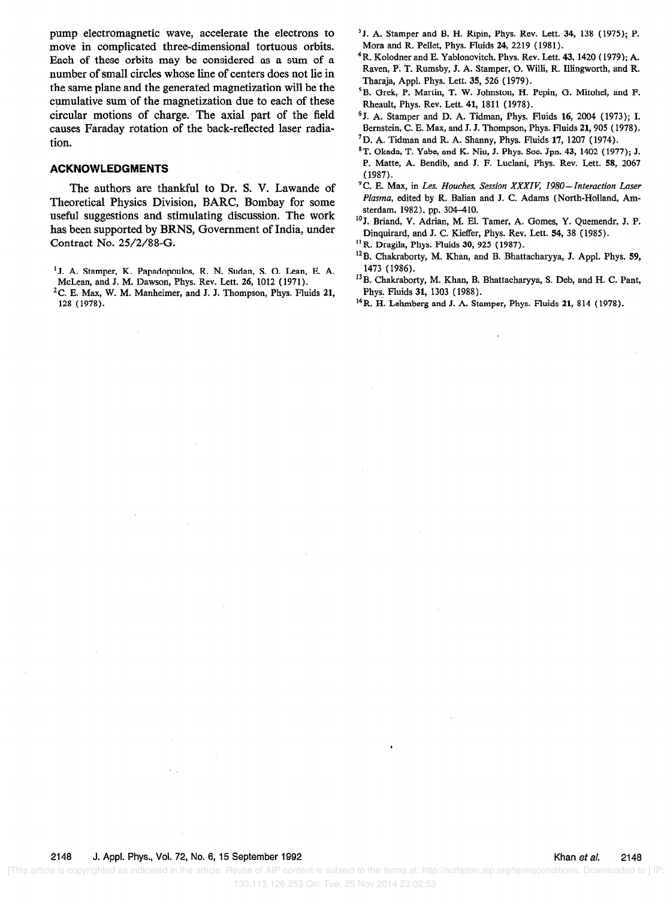pump electromagnetic wave, accelerate the electrons to move in complicated three-dimensional tortuous orbits. Each of these orbits may be considered as a sum of a number of small circles whose line of centers does not lie in the same plane and the generated magnetization will be the cumulative sum of the magnetization due to each of these circular motions of charge. The axial part of the field causes Faraday rotation of the back-reflected laser radiation.

## ACKNOWLEDGMENTS

The authors are thankful to Dr. S. V. Lawande of Theoretical Physics Division, BARC, Bombay for some useful suggestions and stimulating discussion. The work has been supported by BRNS, Government of India, under Contract No. 25/2/88-G.

[1] J. A. Stamper, K. Papadopoulos, R. N. Sudan, S. O. Lean, E. A. McLean, and J. M. Dawson, Phys. Rev. Lett. **26**, 1012 (1971).

[2] C. E. Max, W. M. Manheimer, and J. J. Thompson, Phys. Fluids **21**, 128 (1978).

[3] J. A. Stamper and B. H. Ripin, Phys. Rev. Lett. **34**, 138 (1975); P. Mora and R. Pellet, Phys. Fluids **24**, 2219 (1981).

[4] R. Kolodner and E. Yablonovitch, Phys. Rev. Lett. **43**, 1420 (1979); A. Raven, P. T. Rumsby, J. A. Stamper, O. Willi, R. Illingworth, and R. Tharaja, Appl. Phys. Lett. **35**, 526 (1979).

[5] B. Grek, P. Martin, T. W. Johnston, H. Pepin, G. Mitchel, and F. Rheault, Phys. Rev. Lett. **41**, 1811 (1978).

[6] J. A. Stamper and D. A. Tidman, Phys. Fluids **16**, 2004 (1973); I. Bernstein, C. E. Max, and J. J. Thompson, Phys. Fluids **21**, 905 (1978).

[7] D. A. Tidman and R. A. Shanny, Phys. Fluids **17**, 1207 (1974).

[8] T. Okada, T. Yabe, and K. Niu, J. Phys. Soc. Jpn. **43**, 1402 (1977); J. P. Matte, A. Bendib, and J. F. Luciani, Phys. Rev. Lett. **58**, 2067 (1987).

[9] C. E. Max, in *Les Houches, Session XXXIV, 1980—Interaction Laser Plasma*, edited by R. Balian and J. C. Adams (North-Holland, Amsterdam, 1982), pp. 304–410.

[10] J. Briand, V. Adrian, M. El Tamer, A. Gomes, Y. Quemendr, J. P. Dinquirard, and J. C. Kieffer, Phys. Rev. Lett. **54**, 38 (1985).

[11] R. Dragila, Phys. Fluids **30**, 925 (1987).

[12] B. Chakraborty, M. Khan, and B. Bhattacharyya, J. Appl. Phys. **59**, 1473 (1986).

[13] B. Chakraborty, M. Khan, B. Bhattacharyya, S. Deb, and H. C. Pant, Phys. Fluids **31**, 1303 (1988).

[14] R. H. Lehmberg and J. A. Stamper, Phys. Fluids **21**, 814 (1978).